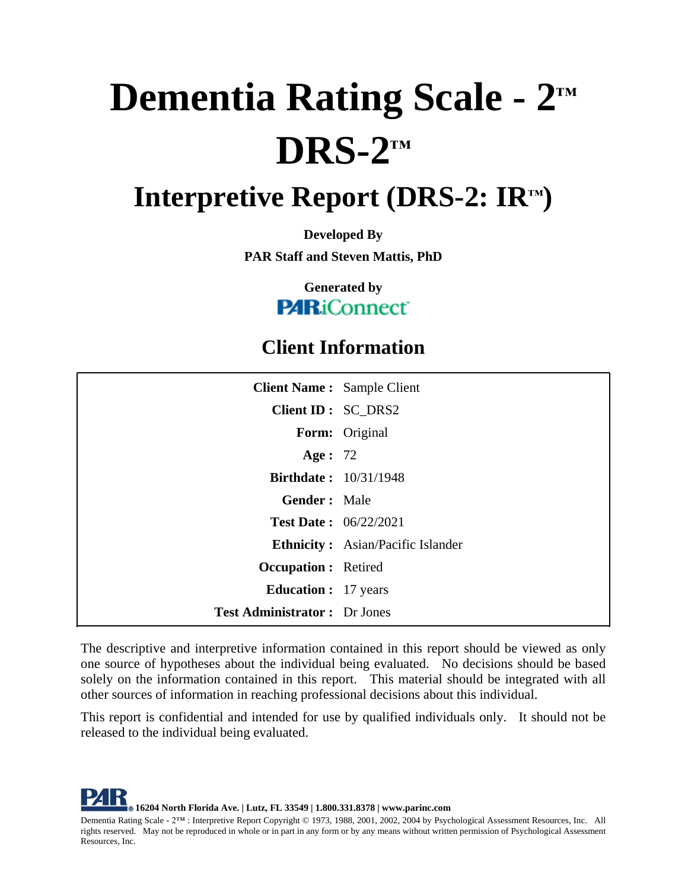# Dementia Rating Scale - 2™

# DRS-2™

## Interpretive Report (DRS-2: IR™)

**Developed By**

**PAR Staff and Steven Mattis, PhD**

**Generated by**

**PAR iConnect**

## Client Information

| | |
|---|---|
| **Client Name :** | Sample Client |
| **Client ID :** | SC_DRS2 |
| **Form:** | Original |
| **Age :** | 72 |
| **Birthdate :** | 10/31/1948 |
| **Gender :** | Male |
| **Test Date :** | 06/22/2021 |
| **Ethnicity :** | Asian/Pacific Islander |
| **Occupation :** | Retired |
| **Education :** | 17 years |
| **Test Administrator :** | Dr Jones |

The descriptive and interpretive information contained in this report should be viewed as only one source of hypotheses about the individual being evaluated. No decisions should be based solely on the information contained in this report. This material should be integrated with all other sources of information in reaching professional decisions about this individual.

This report is confidential and intended for use by qualified individuals only. It should not be released to the individual being evaluated.

**PAR 16204 North Florida Ave. | Lutz, FL 33549 | 1.800.331.8378 | www.parinc.com**

Dementia Rating Scale - 2™ : Interpretive Report Copyright © 1973, 1988, 2001, 2002, 2004 by Psychological Assessment Resources, Inc. All rights reserved. May not be reproduced in whole or in part in any form or by any means without written permission of Psychological Assessment Resources, Inc.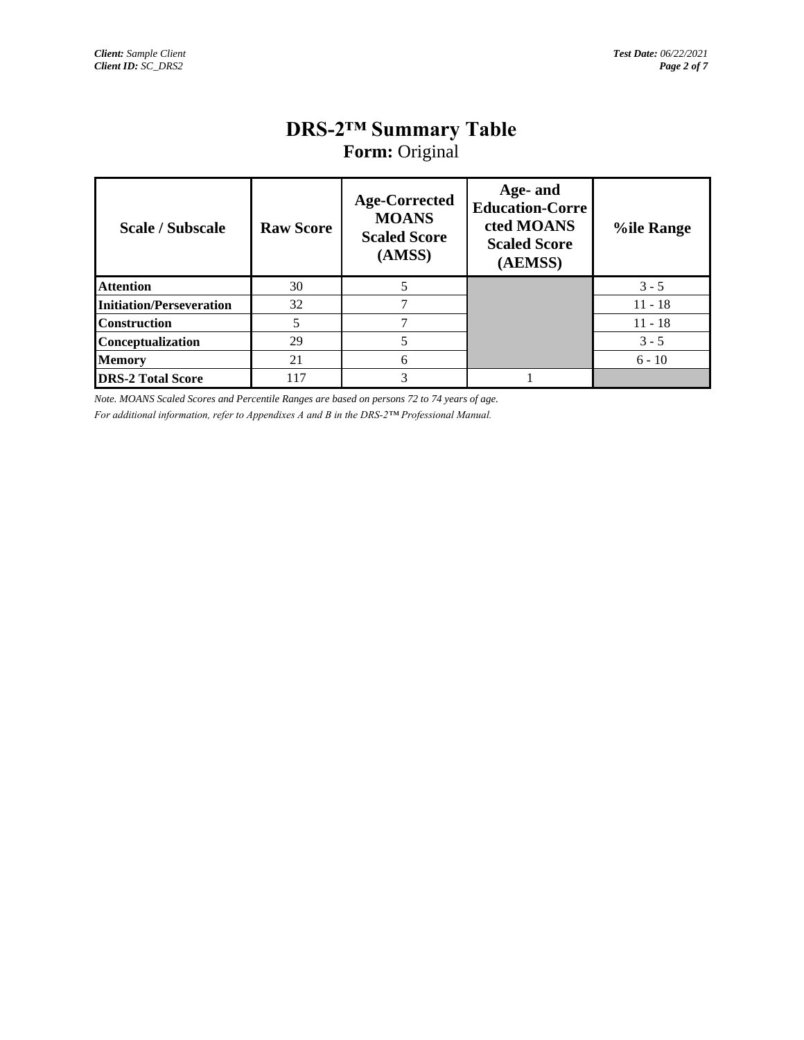# DRS-2™ Summary Table

## **Form:** Original

| Scale / Subscale | Raw Score | Age-Corrected MOANS Scaled Score (AMSS) | Age- and Education-Corrected MOANS Scaled Score (AEMSS) | %ile Range |
|---|---|---|---|---|
| **Attention** | 30 | 5 | | 3 - 5 |
| **Initiation/Perseveration** | 32 | 7 | | 11 - 18 |
| **Construction** | 5 | 7 | | 11 - 18 |
| **Conceptualization** | 29 | 5 | | 3 - 5 |
| **Memory** | 21 | 6 | | 6 - 10 |
| **DRS-2 Total Score** | 117 | 3 | 1 | |

*Note. MOANS Scaled Scores and Percentile Ranges are based on persons 72 to 74 years of age.*

*For additional information, refer to Appendixes A and B in the DRS-2™ Professional Manual.*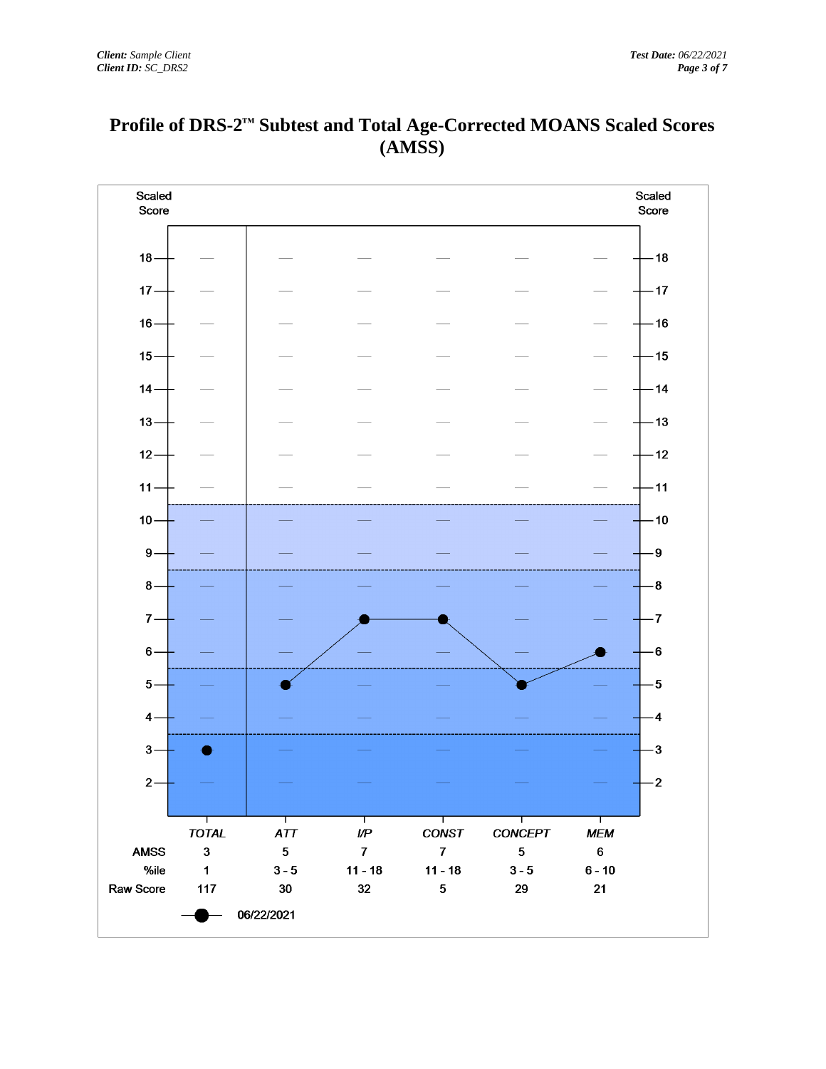# Profile of DRS-2™ Subtest and Total Age-Corrected MOANS Scaled Scores (AMSS)

| | TOTAL | ATT | I/P | CONST | CONCEPT | MEM |
|---|---|---|---|---|---|---|
| AMSS | 3 | 5 | 7 | 7 | 5 | 6 |
| %ile | 1 | 3 - 5 | 11 - 18 | 11 - 18 | 3 - 5 | 6 - 10 |
| Raw Score | 117 | 30 | 32 | 5 | 29 | 21 |

06/22/2021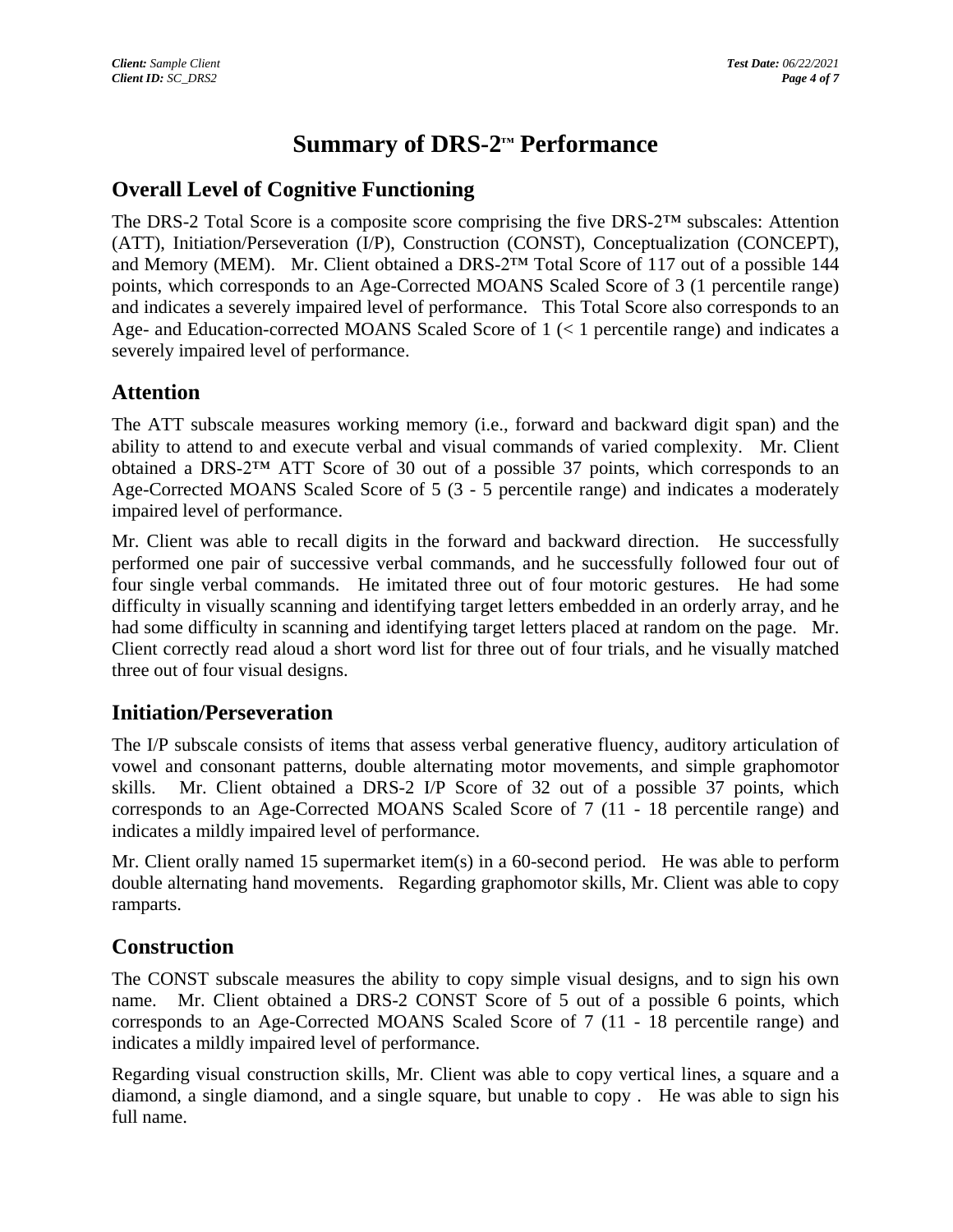# Summary of DRS-2™ Performance

## Overall Level of Cognitive Functioning

The DRS-2 Total Score is a composite score comprising the five DRS-2™ subscales: Attention (ATT), Initiation/Perseveration (I/P), Construction (CONST), Conceptualization (CONCEPT), and Memory (MEM). Mr. Client obtained a DRS-2™ Total Score of 117 out of a possible 144 points, which corresponds to an Age-Corrected MOANS Scaled Score of 3 (1 percentile range) and indicates a severely impaired level of performance. This Total Score also corresponds to an Age- and Education-corrected MOANS Scaled Score of 1 (< 1 percentile range) and indicates a severely impaired level of performance.

## Attention

The ATT subscale measures working memory (i.e., forward and backward digit span) and the ability to attend to and execute verbal and visual commands of varied complexity. Mr. Client obtained a DRS-2™ ATT Score of 30 out of a possible 37 points, which corresponds to an Age-Corrected MOANS Scaled Score of 5 (3 - 5 percentile range) and indicates a moderately impaired level of performance.

Mr. Client was able to recall digits in the forward and backward direction. He successfully performed one pair of successive verbal commands, and he successfully followed four out of four single verbal commands. He imitated three out of four motoric gestures. He had some difficulty in visually scanning and identifying target letters embedded in an orderly array, and he had some difficulty in scanning and identifying target letters placed at random on the page. Mr. Client correctly read aloud a short word list for three out of four trials, and he visually matched three out of four visual designs.

## Initiation/Perseveration

The I/P subscale consists of items that assess verbal generative fluency, auditory articulation of vowel and consonant patterns, double alternating motor movements, and simple graphomotor skills. Mr. Client obtained a DRS-2 I/P Score of 32 out of a possible 37 points, which corresponds to an Age-Corrected MOANS Scaled Score of 7 (11 - 18 percentile range) and indicates a mildly impaired level of performance.

Mr. Client orally named 15 supermarket item(s) in a 60-second period. He was able to perform double alternating hand movements. Regarding graphomotor skills, Mr. Client was able to copy ramparts.

## Construction

The CONST subscale measures the ability to copy simple visual designs, and to sign his own name. Mr. Client obtained a DRS-2 CONST Score of 5 out of a possible 6 points, which corresponds to an Age-Corrected MOANS Scaled Score of 7 (11 - 18 percentile range) and indicates a mildly impaired level of performance.

Regarding visual construction skills, Mr. Client was able to copy vertical lines, a square and a diamond, a single diamond, and a single square, but unable to copy . He was able to sign his full name.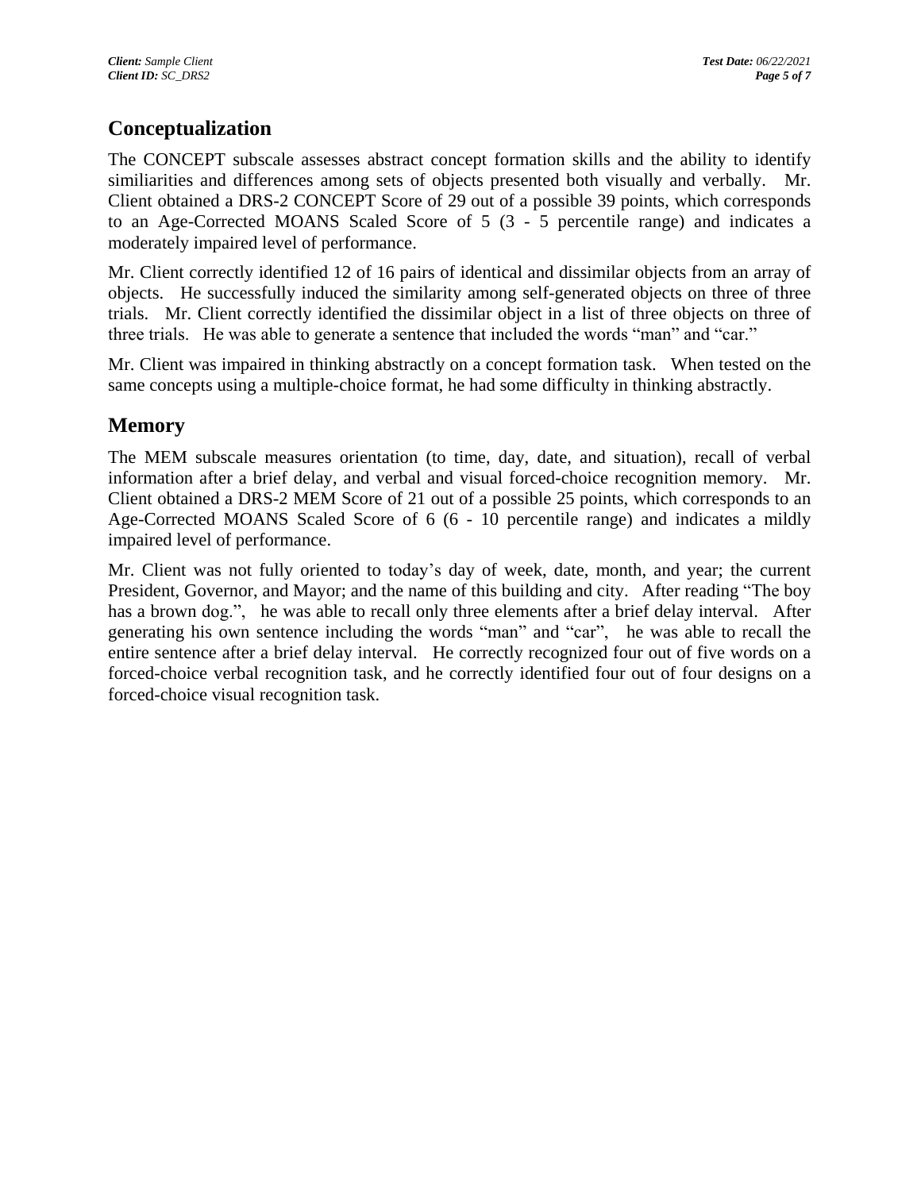## Conceptualization

The CONCEPT subscale assesses abstract concept formation skills and the ability to identify similiarities and differences among sets of objects presented both visually and verbally. Mr. Client obtained a DRS-2 CONCEPT Score of 29 out of a possible 39 points, which corresponds to an Age-Corrected MOANS Scaled Score of 5 (3 - 5 percentile range) and indicates a moderately impaired level of performance.

Mr. Client correctly identified 12 of 16 pairs of identical and dissimilar objects from an array of objects. He successfully induced the similarity among self-generated objects on three of three trials. Mr. Client correctly identified the dissimilar object in a list of three objects on three of three trials. He was able to generate a sentence that included the words "man" and "car."

Mr. Client was impaired in thinking abstractly on a concept formation task. When tested on the same concepts using a multiple-choice format, he had some difficulty in thinking abstractly.

## Memory

The MEM subscale measures orientation (to time, day, date, and situation), recall of verbal information after a brief delay, and verbal and visual forced-choice recognition memory. Mr. Client obtained a DRS-2 MEM Score of 21 out of a possible 25 points, which corresponds to an Age-Corrected MOANS Scaled Score of 6 (6 - 10 percentile range) and indicates a mildly impaired level of performance.

Mr. Client was not fully oriented to today's day of week, date, month, and year; the current President, Governor, and Mayor; and the name of this building and city. After reading "The boy has a brown dog.", he was able to recall only three elements after a brief delay interval. After generating his own sentence including the words "man" and "car", he was able to recall the entire sentence after a brief delay interval. He correctly recognized four out of five words on a forced-choice verbal recognition task, and he correctly identified four out of four designs on a forced-choice visual recognition task.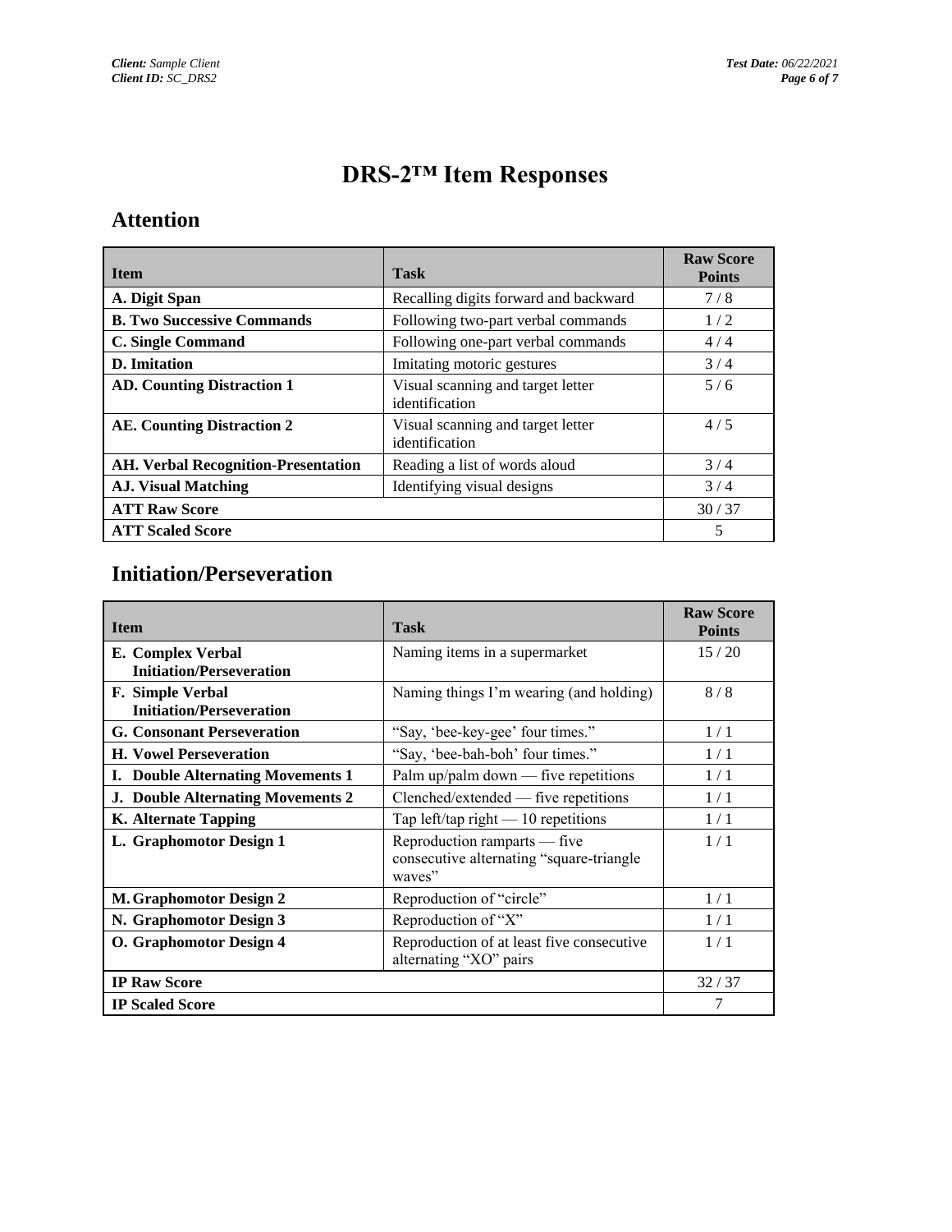# DRS-2™ Item Responses

## Attention

| Item | Task | Raw Score Points |
|---|---|---|
| **A. Digit Span** | Recalling digits forward and backward | 7 / 8 |
| **B. Two Successive Commands** | Following two-part verbal commands | 1 / 2 |
| **C. Single Command** | Following one-part verbal commands | 4 / 4 |
| **D. Imitation** | Imitating motoric gestures | 3 / 4 |
| **AD. Counting Distraction 1** | Visual scanning and target letter identification | 5 / 6 |
| **AE. Counting Distraction 2** | Visual scanning and target letter identification | 4 / 5 |
| **AH. Verbal Recognition-Presentation** | Reading a list of words aloud | 3 / 4 |
| **AJ. Visual Matching** | Identifying visual designs | 3 / 4 |
| **ATT Raw Score** | | 30 / 37 |
| **ATT Scaled Score** | | 5 |

## Initiation/Perseveration

| Item | Task | Raw Score Points |
|---|---|---|
| **E. Complex Verbal Initiation/Perseveration** | Naming items in a supermarket | 15 / 20 |
| **F. Simple Verbal Initiation/Perseveration** | Naming things I'm wearing (and holding) | 8 / 8 |
| **G. Consonant Perseveration** | "Say, 'bee-key-gee' four times." | 1 / 1 |
| **H. Vowel Perseveration** | "Say, 'bee-bah-boh' four times." | 1 / 1 |
| **I. Double Alternating Movements 1** | Palm up/palm down — five repetitions | 1 / 1 |
| **J. Double Alternating Movements 2** | Clenched/extended — five repetitions | 1 / 1 |
| **K. Alternate Tapping** | Tap left/tap right — 10 repetitions | 1 / 1 |
| **L. Graphomotor Design 1** | Reproduction ramparts — five consecutive alternating "square-triangle waves" | 1 / 1 |
| **M. Graphomotor Design 2** | Reproduction of "circle" | 1 / 1 |
| **N. Graphomotor Design 3** | Reproduction of "X" | 1 / 1 |
| **O. Graphomotor Design 4** | Reproduction of at least five consecutive alternating "XO" pairs | 1 / 1 |
| **IP Raw Score** | | 32 / 37 |
| **IP Scaled Score** | | 7 |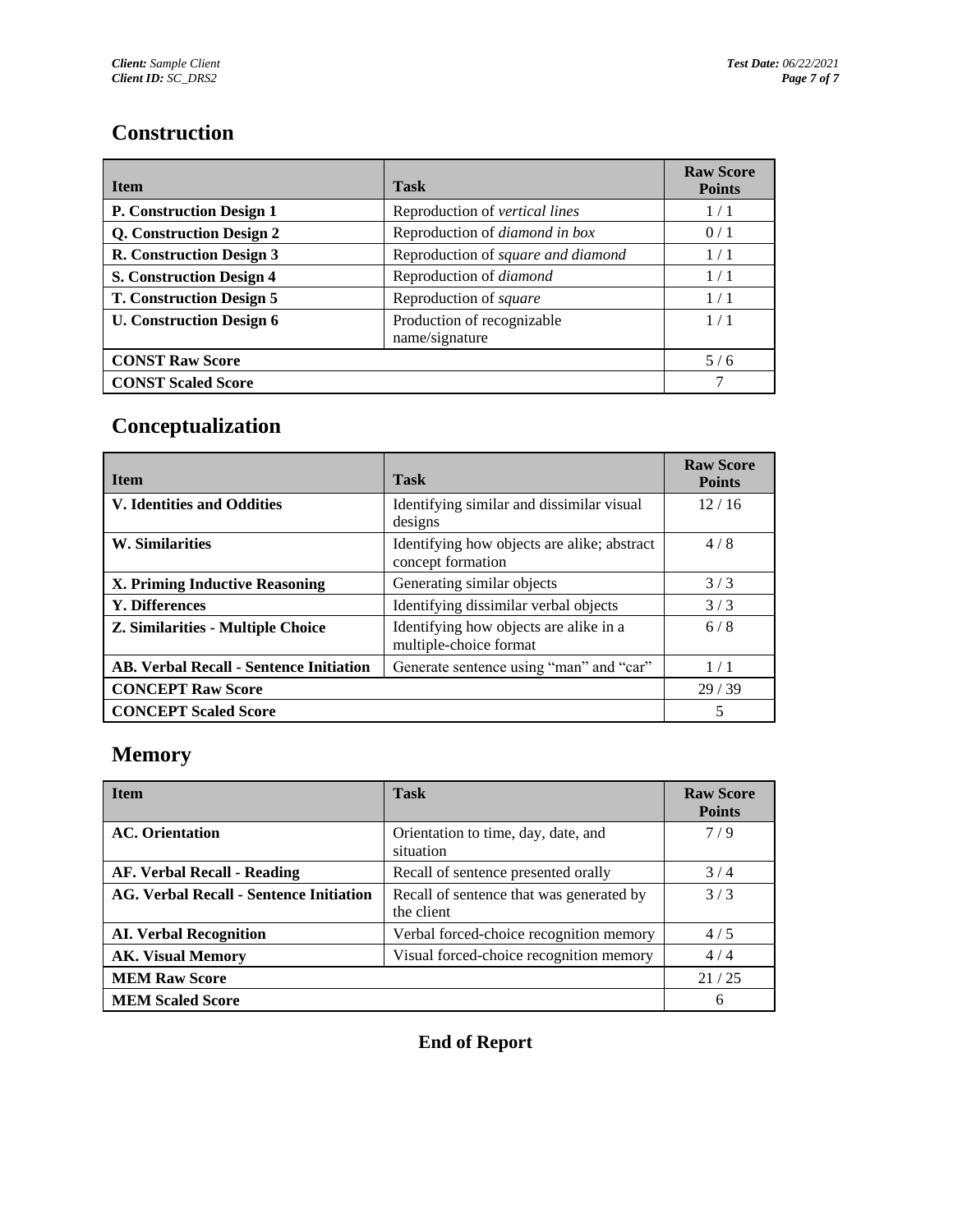## Construction

| Item | Task | Raw Score Points |
|---|---|---|
| **P. Construction Design 1** | Reproduction of *vertical lines* | 1 / 1 |
| **Q. Construction Design 2** | Reproduction of *diamond in box* | 0 / 1 |
| **R. Construction Design 3** | Reproduction of *square and diamond* | 1 / 1 |
| **S. Construction Design 4** | Reproduction of *diamond* | 1 / 1 |
| **T. Construction Design 5** | Reproduction of *square* | 1 / 1 |
| **U. Construction Design 6** | Production of recognizable name/signature | 1 / 1 |
| **CONST Raw Score** | | 5 / 6 |
| **CONST Scaled Score** | | 7 |

## Conceptualization

| Item | Task | Raw Score Points |
|---|---|---|
| **V. Identities and Oddities** | Identifying similar and dissimilar visual designs | 12 / 16 |
| **W. Similarities** | Identifying how objects are alike; abstract concept formation | 4 / 8 |
| **X. Priming Inductive Reasoning** | Generating similar objects | 3 / 3 |
| **Y. Differences** | Identifying dissimilar verbal objects | 3 / 3 |
| **Z. Similarities - Multiple Choice** | Identifying how objects are alike in a multiple-choice format | 6 / 8 |
| **AB. Verbal Recall - Sentence Initiation** | Generate sentence using "man" and "car" | 1 / 1 |
| **CONCEPT Raw Score** | | 29 / 39 |
| **CONCEPT Scaled Score** | | 5 |

## Memory

| Item | Task | Raw Score Points |
|---|---|---|
| **AC. Orientation** | Orientation to time, day, date, and situation | 7 / 9 |
| **AF. Verbal Recall - Reading** | Recall of sentence presented orally | 3 / 4 |
| **AG. Verbal Recall - Sentence Initiation** | Recall of sentence that was generated by the client | 3 / 3 |
| **AI. Verbal Recognition** | Verbal forced-choice recognition memory | 4 / 5 |
| **AK. Visual Memory** | Visual forced-choice recognition memory | 4 / 4 |
| **MEM Raw Score** | | 21 / 25 |
| **MEM Scaled Score** | | 6 |

**End of Report**